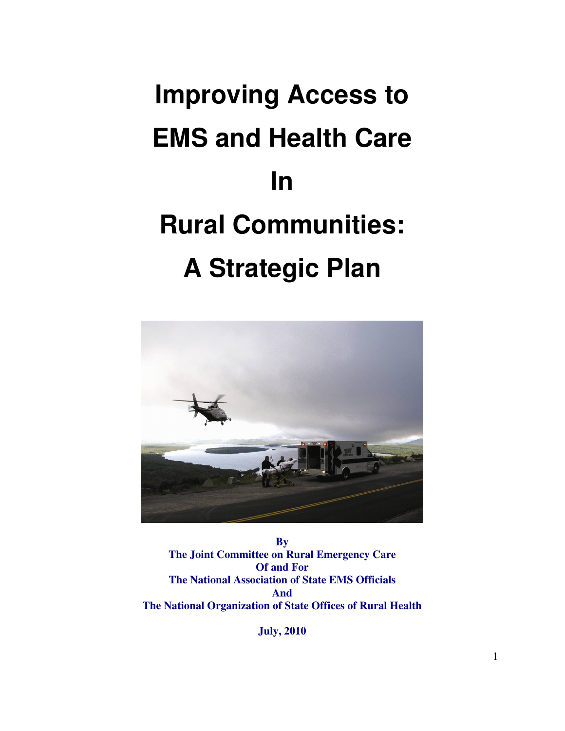# Improving Access to EMS and Health Care In Rural Communities: A Strategic Plan

**By**
**The Joint Committee on Rural Emergency Care**
**Of and For**
**The National Association of State EMS Officials**
**And**
**The National Organization of State Offices of Rural Health**

**July, 2010**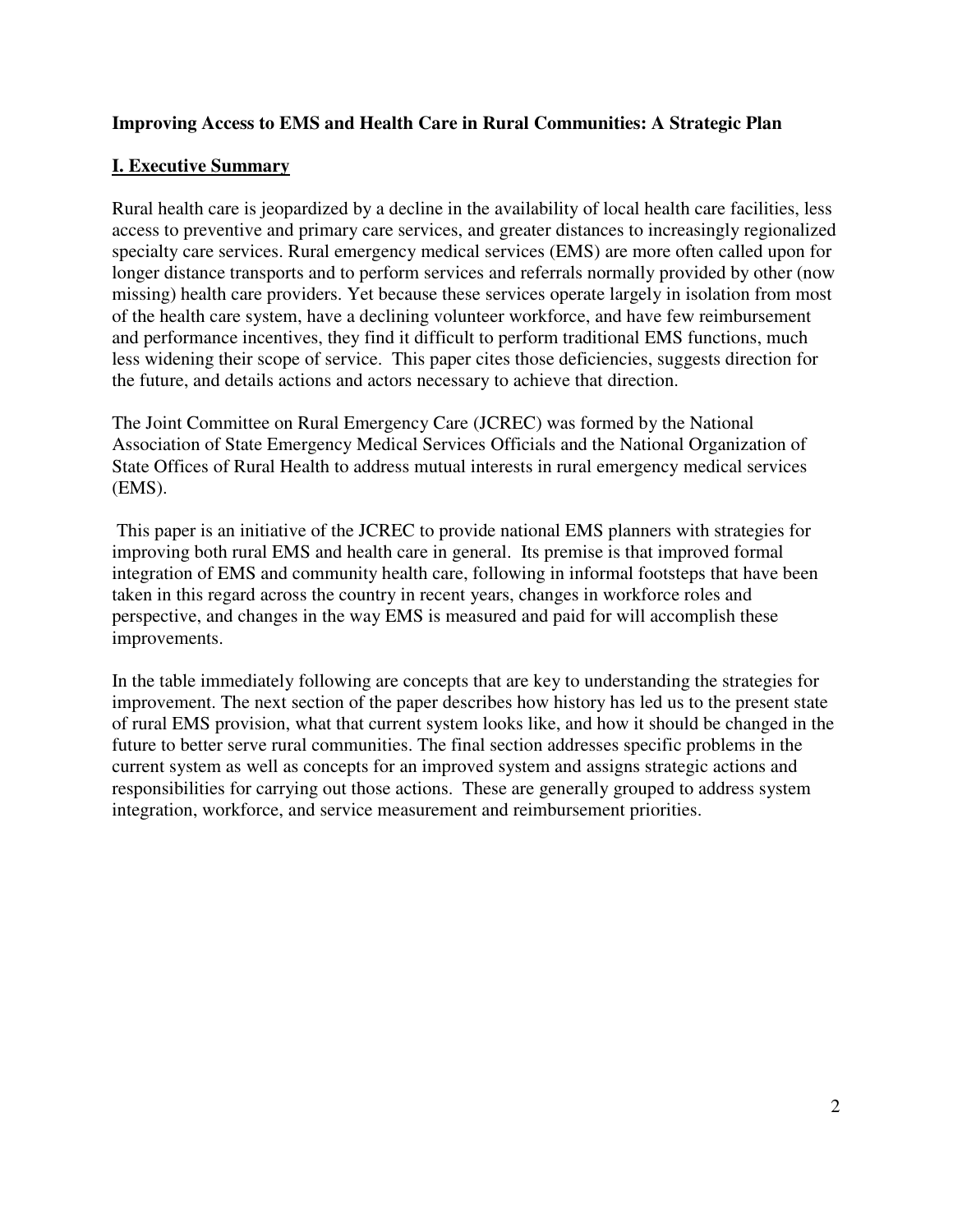**Improving Access to EMS and Health Care in Rural Communities: A Strategic Plan**

## I. Executive Summary

Rural health care is jeopardized by a decline in the availability of local health care facilities, less access to preventive and primary care services, and greater distances to increasingly regionalized specialty care services. Rural emergency medical services (EMS) are more often called upon for longer distance transports and to perform services and referrals normally provided by other (now missing) health care providers. Yet because these services operate largely in isolation from most of the health care system, have a declining volunteer workforce, and have few reimbursement and performance incentives, they find it difficult to perform traditional EMS functions, much less widening their scope of service. This paper cites those deficiencies, suggests direction for the future, and details actions and actors necessary to achieve that direction.

The Joint Committee on Rural Emergency Care (JCREC) was formed by the National Association of State Emergency Medical Services Officials and the National Organization of State Offices of Rural Health to address mutual interests in rural emergency medical services (EMS).

This paper is an initiative of the JCREC to provide national EMS planners with strategies for improving both rural EMS and health care in general. Its premise is that improved formal integration of EMS and community health care, following in informal footsteps that have been taken in this regard across the country in recent years, changes in workforce roles and perspective, and changes in the way EMS is measured and paid for will accomplish these improvements.

In the table immediately following are concepts that are key to understanding the strategies for improvement. The next section of the paper describes how history has led us to the present state of rural EMS provision, what that current system looks like, and how it should be changed in the future to better serve rural communities. The final section addresses specific problems in the current system as well as concepts for an improved system and assigns strategic actions and responsibilities for carrying out those actions. These are generally grouped to address system integration, workforce, and service measurement and reimbursement priorities.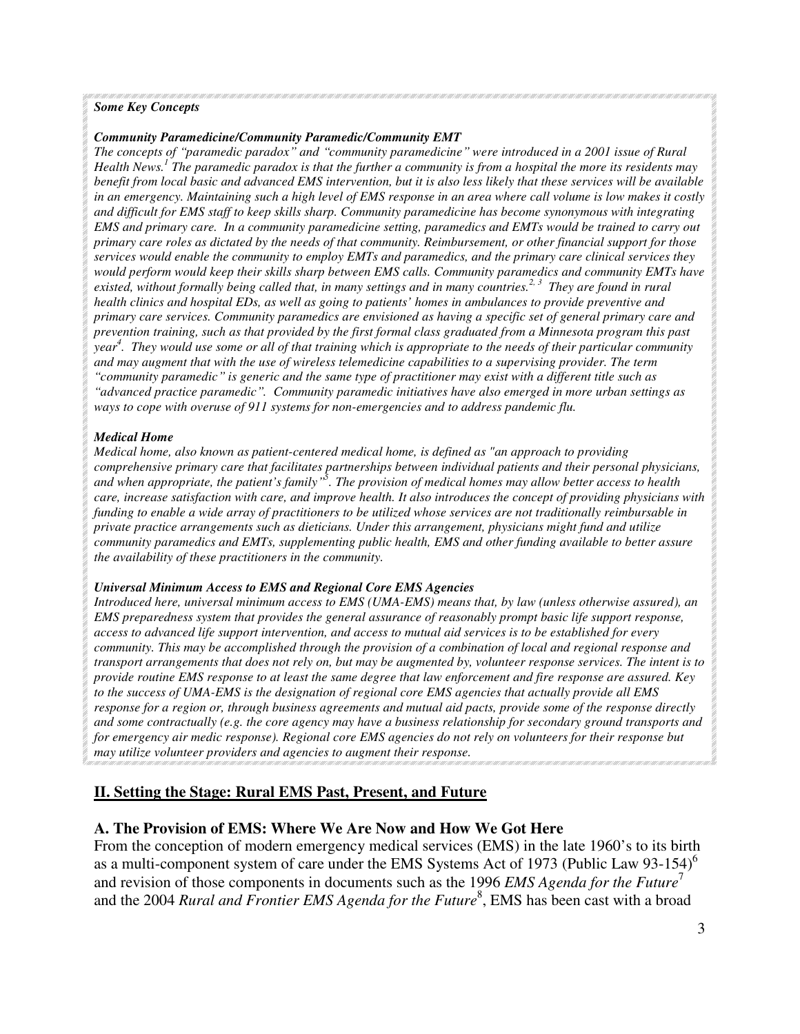***Some Key Concepts***

***Community Paramedicine/Community Paramedic/Community EMT***

*The concepts of "paramedic paradox" and "community paramedicine" were introduced in a 2001 issue of Rural Health News.[1] The paramedic paradox is that the further a community is from a hospital the more its residents may benefit from local basic and advanced EMS intervention, but it is also less likely that these services will be available in an emergency. Maintaining such a high level of EMS response in an area where call volume is low makes it costly and difficult for EMS staff to keep skills sharp. Community paramedicine has become synonymous with integrating EMS and primary care. In a community paramedicine setting, paramedics and EMTs would be trained to carry out primary care roles as dictated by the needs of that community. Reimbursement, or other financial support for those services would enable the community to employ EMTs and paramedics, and the primary care clinical services they would perform would keep their skills sharp between EMS calls. Community paramedics and community EMTs have existed, without formally being called that, in many settings and in many countries.[2, 3] They are found in rural health clinics and hospital EDs, as well as going to patients' homes in ambulances to provide preventive and primary care services. Community paramedics are envisioned as having a specific set of general primary care and prevention training, such as that provided by the first formal class graduated from a Minnesota program this past year[4]. They would use some or all of that training which is appropriate to the needs of their particular community and may augment that with the use of wireless telemedicine capabilities to a supervising provider. The term "community paramedic" is generic and the same type of practitioner may exist with a different title such as "advanced practice paramedic". Community paramedic initiatives have also emerged in more urban settings as ways to cope with overuse of 911 systems for non-emergencies and to address pandemic flu.*

***Medical Home***

*Medical home, also known as patient-centered medical home, is defined as "an approach to providing comprehensive primary care that facilitates partnerships between individual patients and their personal physicians, and when appropriate, the patient's family"[5]. The provision of medical homes may allow better access to health care, increase satisfaction with care, and improve health. It also introduces the concept of providing physicians with funding to enable a wide array of practitioners to be utilized whose services are not traditionally reimbursable in private practice arrangements such as dieticians. Under this arrangement, physicians might fund and utilize community paramedics and EMTs, supplementing public health, EMS and other funding available to better assure the availability of these practitioners in the community.*

***Universal Minimum Access to EMS and Regional Core EMS Agencies***

*Introduced here, universal minimum access to EMS (UMA-EMS) means that, by law (unless otherwise assured), an EMS preparedness system that provides the general assurance of reasonably prompt basic life support response, access to advanced life support intervention, and access to mutual aid services is to be established for every community. This may be accomplished through the provision of a combination of local and regional response and transport arrangements that does not rely on, but may be augmented by, volunteer response services. The intent is to provide routine EMS response to at least the same degree that law enforcement and fire response are assured. Key to the success of UMA-EMS is the designation of regional core EMS agencies that actually provide all EMS response for a region or, through business agreements and mutual aid pacts, provide some of the response directly and some contractually (e.g. the core agency may have a business relationship for secondary ground transports and for emergency air medic response). Regional core EMS agencies do not rely on volunteers for their response but may utilize volunteer providers and agencies to augment their response.*

## II. Setting the Stage: Rural EMS Past, Present, and Future

### A. The Provision of EMS: Where We Are Now and How We Got Here

From the conception of modern emergency medical services (EMS) in the late 1960's to its birth as a multi-component system of care under the EMS Systems Act of 1973 (Public Law 93-154)[6] and revision of those components in documents such as the 1996 *EMS Agenda for the Future*[7] and the 2004 *Rural and Frontier EMS Agenda for the Future*[8], EMS has been cast with a broad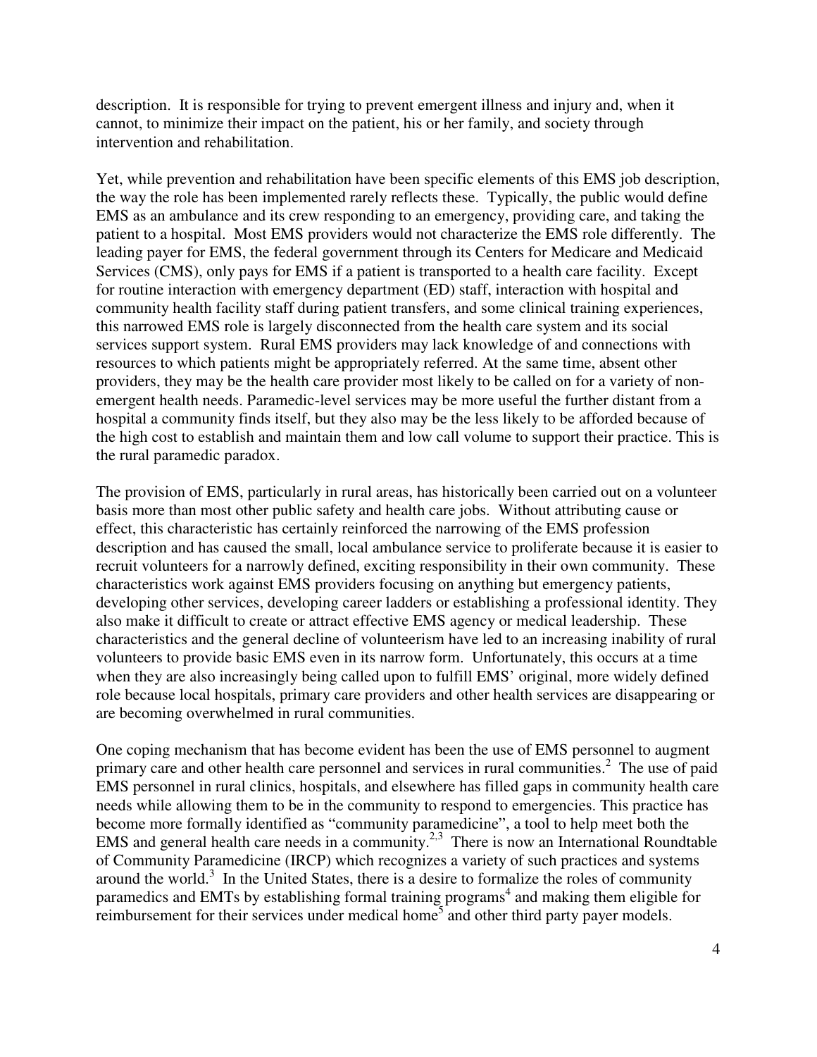description. It is responsible for trying to prevent emergent illness and injury and, when it cannot, to minimize their impact on the patient, his or her family, and society through intervention and rehabilitation.

Yet, while prevention and rehabilitation have been specific elements of this EMS job description, the way the role has been implemented rarely reflects these. Typically, the public would define EMS as an ambulance and its crew responding to an emergency, providing care, and taking the patient to a hospital. Most EMS providers would not characterize the EMS role differently. The leading payer for EMS, the federal government through its Centers for Medicare and Medicaid Services (CMS), only pays for EMS if a patient is transported to a health care facility. Except for routine interaction with emergency department (ED) staff, interaction with hospital and community health facility staff during patient transfers, and some clinical training experiences, this narrowed EMS role is largely disconnected from the health care system and its social services support system. Rural EMS providers may lack knowledge of and connections with resources to which patients might be appropriately referred. At the same time, absent other providers, they may be the health care provider most likely to be called on for a variety of non-emergent health needs. Paramedic-level services may be more useful the further distant from a hospital a community finds itself, but they also may be the less likely to be afforded because of the high cost to establish and maintain them and low call volume to support their practice. This is the rural paramedic paradox.

The provision of EMS, particularly in rural areas, has historically been carried out on a volunteer basis more than most other public safety and health care jobs. Without attributing cause or effect, this characteristic has certainly reinforced the narrowing of the EMS profession description and has caused the small, local ambulance service to proliferate because it is easier to recruit volunteers for a narrowly defined, exciting responsibility in their own community. These characteristics work against EMS providers focusing on anything but emergency patients, developing other services, developing career ladders or establishing a professional identity. They also make it difficult to create or attract effective EMS agency or medical leadership. These characteristics and the general decline of volunteerism have led to an increasing inability of rural volunteers to provide basic EMS even in its narrow form. Unfortunately, this occurs at a time when they are also increasingly being called upon to fulfill EMS' original, more widely defined role because local hospitals, primary care providers and other health services are disappearing or are becoming overwhelmed in rural communities.

One coping mechanism that has become evident has been the use of EMS personnel to augment primary care and other health care personnel and services in rural communities.[2] The use of paid EMS personnel in rural clinics, hospitals, and elsewhere has filled gaps in community health care needs while allowing them to be in the community to respond to emergencies. This practice has become more formally identified as "community paramedicine", a tool to help meet both the EMS and general health care needs in a community.[2,3] There is now an International Roundtable of Community Paramedicine (IRCP) which recognizes a variety of such practices and systems around the world.[3] In the United States, there is a desire to formalize the roles of community paramedics and EMTs by establishing formal training programs[4] and making them eligible for reimbursement for their services under medical home[5] and other third party payer models.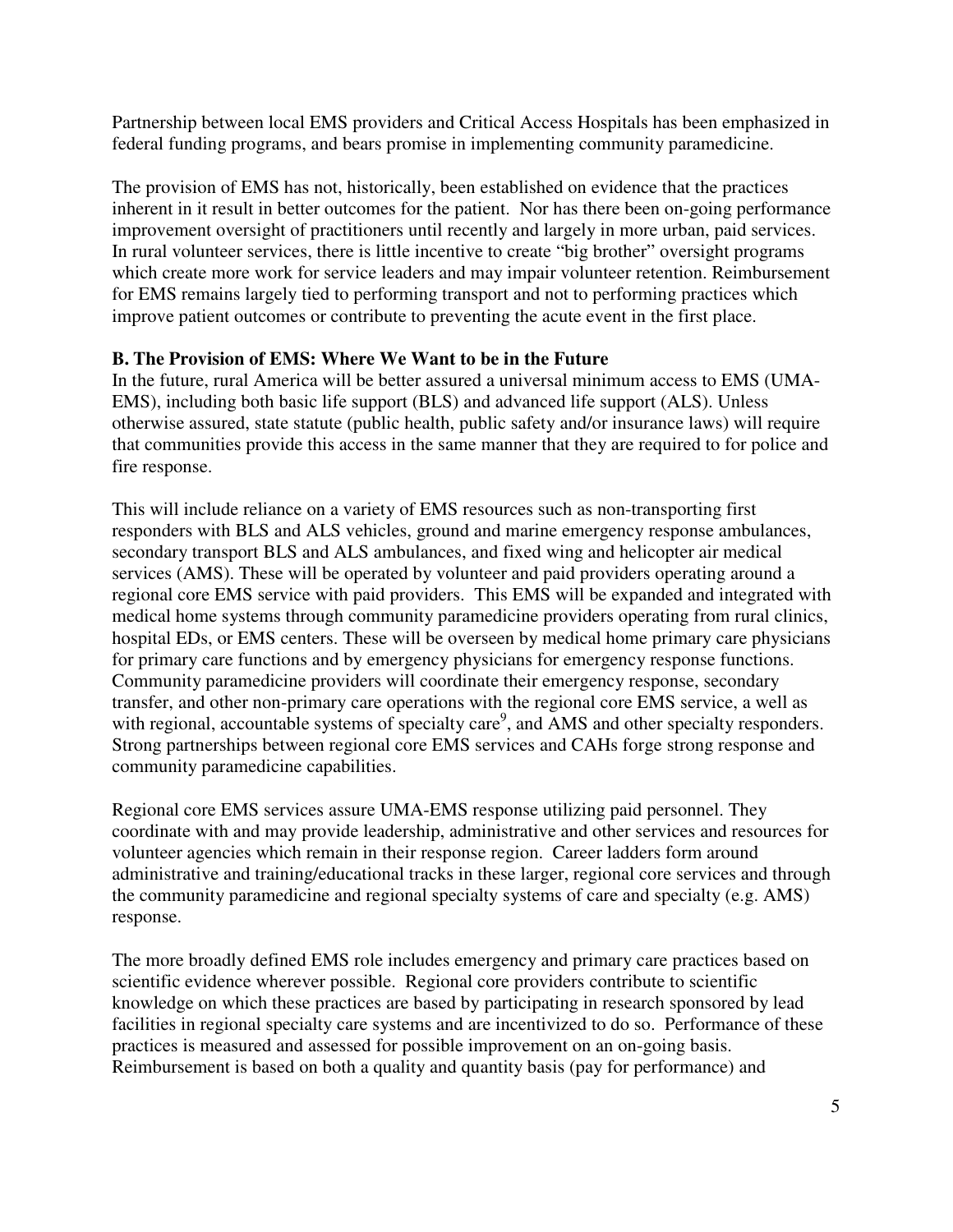Partnership between local EMS providers and Critical Access Hospitals has been emphasized in federal funding programs, and bears promise in implementing community paramedicine.

The provision of EMS has not, historically, been established on evidence that the practices inherent in it result in better outcomes for the patient. Nor has there been on-going performance improvement oversight of practitioners until recently and largely in more urban, paid services. In rural volunteer services, there is little incentive to create "big brother" oversight programs which create more work for service leaders and may impair volunteer retention. Reimbursement for EMS remains largely tied to performing transport and not to performing practices which improve patient outcomes or contribute to preventing the acute event in the first place.

**B. The Provision of EMS: Where We Want to be in the Future**

In the future, rural America will be better assured a universal minimum access to EMS (UMA-EMS), including both basic life support (BLS) and advanced life support (ALS). Unless otherwise assured, state statute (public health, public safety and/or insurance laws) will require that communities provide this access in the same manner that they are required to for police and fire response.

This will include reliance on a variety of EMS resources such as non-transporting first responders with BLS and ALS vehicles, ground and marine emergency response ambulances, secondary transport BLS and ALS ambulances, and fixed wing and helicopter air medical services (AMS). These will be operated by volunteer and paid providers operating around a regional core EMS service with paid providers. This EMS will be expanded and integrated with medical home systems through community paramedicine providers operating from rural clinics, hospital EDs, or EMS centers. These will be overseen by medical home primary care physicians for primary care functions and by emergency physicians for emergency response functions. Community paramedicine providers will coordinate their emergency response, secondary transfer, and other non-primary care operations with the regional core EMS service, a well as with regional, accountable systems of specialty care[9], and AMS and other specialty responders. Strong partnerships between regional core EMS services and CAHs forge strong response and community paramedicine capabilities.

Regional core EMS services assure UMA-EMS response utilizing paid personnel. They coordinate with and may provide leadership, administrative and other services and resources for volunteer agencies which remain in their response region. Career ladders form around administrative and training/educational tracks in these larger, regional core services and through the community paramedicine and regional specialty systems of care and specialty (e.g. AMS) response.

The more broadly defined EMS role includes emergency and primary care practices based on scientific evidence wherever possible. Regional core providers contribute to scientific knowledge on which these practices are based by participating in research sponsored by lead facilities in regional specialty care systems and are incentivized to do so. Performance of these practices is measured and assessed for possible improvement on an on-going basis. Reimbursement is based on both a quality and quantity basis (pay for performance) and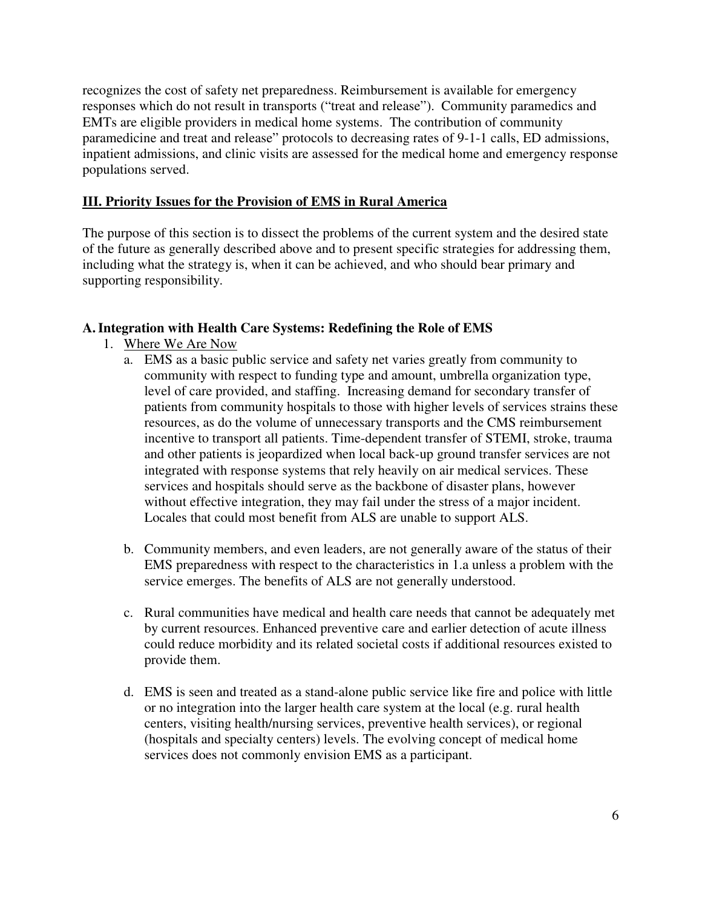recognizes the cost of safety net preparedness. Reimbursement is available for emergency responses which do not result in transports ("treat and release"). Community paramedics and EMTs are eligible providers in medical home systems. The contribution of community paramedicine and treat and release" protocols to decreasing rates of 9-1-1 calls, ED admissions, inpatient admissions, and clinic visits are assessed for the medical home and emergency response populations served.

## III. Priority Issues for the Provision of EMS in Rural America

The purpose of this section is to dissect the problems of the current system and the desired state of the future as generally described above and to present specific strategies for addressing them, including what the strategy is, when it can be achieved, and who should bear primary and supporting responsibility.

### A. Integration with Health Care Systems: Redefining the Role of EMS

1. Where We Are Now
   a. EMS as a basic public service and safety net varies greatly from community to community with respect to funding type and amount, umbrella organization type, level of care provided, and staffing. Increasing demand for secondary transfer of patients from community hospitals to those with higher levels of services strains these resources, as do the volume of unnecessary transports and the CMS reimbursement incentive to transport all patients. Time-dependent transfer of STEMI, stroke, trauma and other patients is jeopardized when local back-up ground transfer services are not integrated with response systems that rely heavily on air medical services. These services and hospitals should serve as the backbone of disaster plans, however without effective integration, they may fail under the stress of a major incident. Locales that could most benefit from ALS are unable to support ALS.

   b. Community members, and even leaders, are not generally aware of the status of their EMS preparedness with respect to the characteristics in 1.a unless a problem with the service emerges. The benefits of ALS are not generally understood.

   c. Rural communities have medical and health care needs that cannot be adequately met by current resources. Enhanced preventive care and earlier detection of acute illness could reduce morbidity and its related societal costs if additional resources existed to provide them.

   d. EMS is seen and treated as a stand-alone public service like fire and police with little or no integration into the larger health care system at the local (e.g. rural health centers, visiting health/nursing services, preventive health services), or regional (hospitals and specialty centers) levels. The evolving concept of medical home services does not commonly envision EMS as a participant.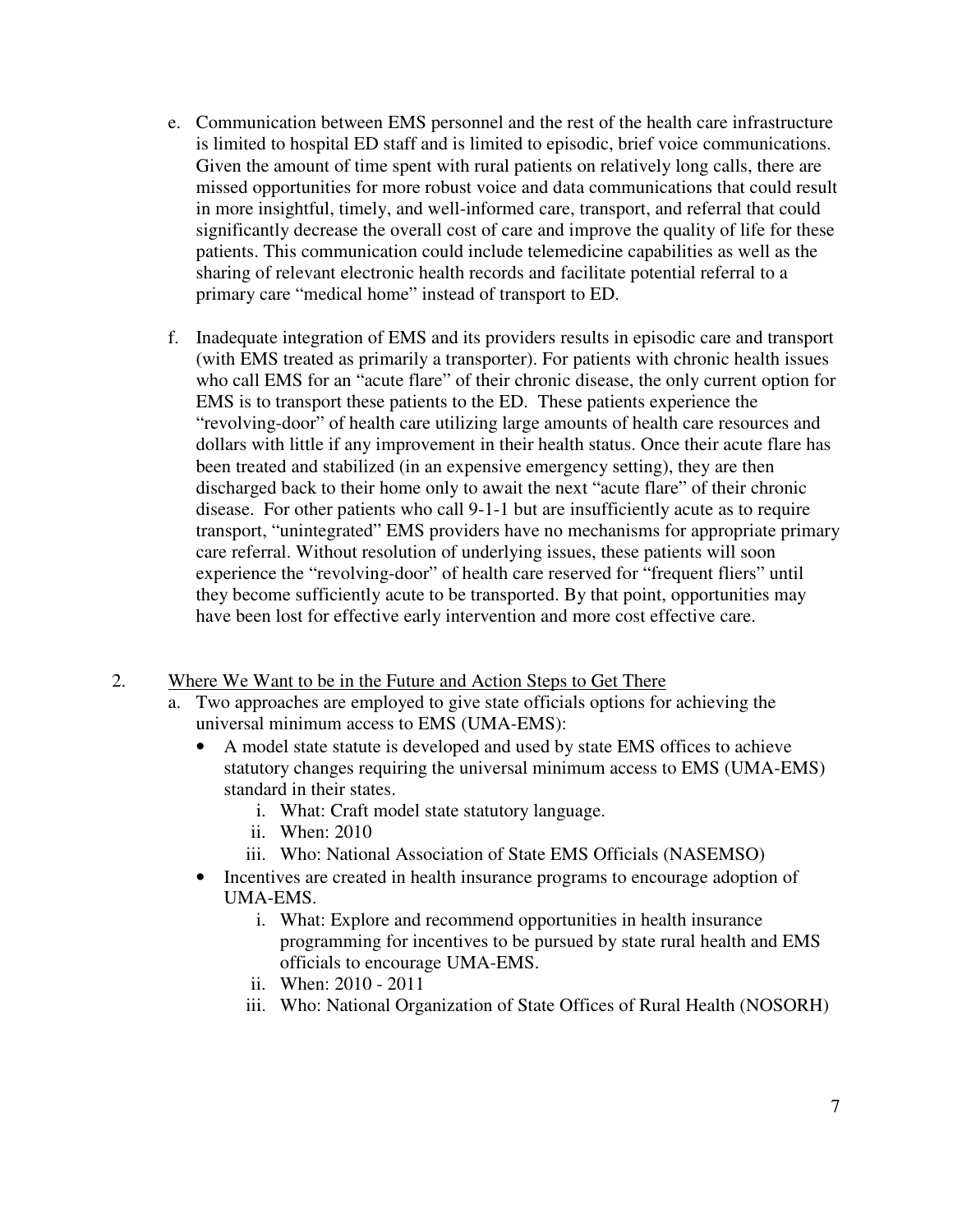e. Communication between EMS personnel and the rest of the health care infrastructure is limited to hospital ED staff and is limited to episodic, brief voice communications. Given the amount of time spent with rural patients on relatively long calls, there are missed opportunities for more robust voice and data communications that could result in more insightful, timely, and well-informed care, transport, and referral that could significantly decrease the overall cost of care and improve the quality of life for these patients. This communication could include telemedicine capabilities as well as the sharing of relevant electronic health records and facilitate potential referral to a primary care "medical home" instead of transport to ED.

f. Inadequate integration of EMS and its providers results in episodic care and transport (with EMS treated as primarily a transporter). For patients with chronic health issues who call EMS for an "acute flare" of their chronic disease, the only current option for EMS is to transport these patients to the ED. These patients experience the "revolving-door" of health care utilizing large amounts of health care resources and dollars with little if any improvement in their health status. Once their acute flare has been treated and stabilized (in an expensive emergency setting), they are then discharged back to their home only to await the next "acute flare" of their chronic disease. For other patients who call 9-1-1 but are insufficiently acute as to require transport, "unintegrated" EMS providers have no mechanisms for appropriate primary care referral. Without resolution of underlying issues, these patients will soon experience the "revolving-door" of health care reserved for "frequent fliers" until they become sufficiently acute to be transported. By that point, opportunities may have been lost for effective early intervention and more cost effective care.

2. <u>Where We Want to be in the Future and Action Steps to Get There</u>

a. Two approaches are employed to give state officials options for achieving the universal minimum access to EMS (UMA-EMS):

- A model state statute is developed and used by state EMS offices to achieve statutory changes requiring the universal minimum access to EMS (UMA-EMS) standard in their states.
    - i. What: Craft model state statutory language.
    - ii. When: 2010
    - iii. Who: National Association of State EMS Officials (NASEMSO)
- Incentives are created in health insurance programs to encourage adoption of UMA-EMS.
    - i. What: Explore and recommend opportunities in health insurance programming for incentives to be pursued by state rural health and EMS officials to encourage UMA-EMS.
    - ii. When: 2010 - 2011
    - iii. Who: National Organization of State Offices of Rural Health (NOSORH)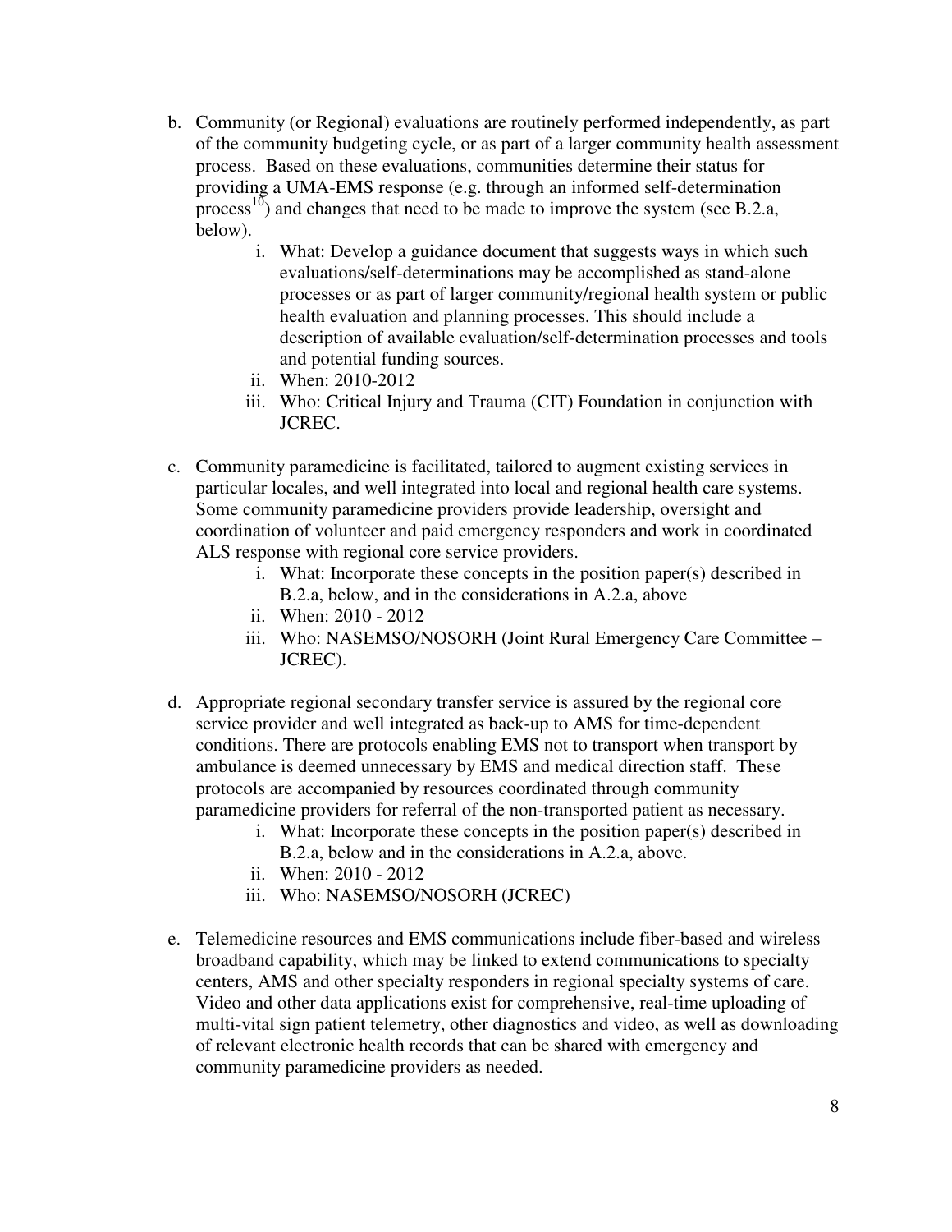b. Community (or Regional) evaluations are routinely performed independently, as part of the community budgeting cycle, or as part of a larger community health assessment process. Based on these evaluations, communities determine their status for providing a UMA-EMS response (e.g. through an informed self-determination process[10]) and changes that need to be made to improve the system (see B.2.a, below).
    i. What: Develop a guidance document that suggests ways in which such evaluations/self-determinations may be accomplished as stand-alone processes or as part of larger community/regional health system or public health evaluation and planning processes. This should include a description of available evaluation/self-determination processes and tools and potential funding sources.
    ii. When: 2010-2012
    iii. Who: Critical Injury and Trauma (CIT) Foundation in conjunction with JCREC.

c. Community paramedicine is facilitated, tailored to augment existing services in particular locales, and well integrated into local and regional health care systems. Some community paramedicine providers provide leadership, oversight and coordination of volunteer and paid emergency responders and work in coordinated ALS response with regional core service providers.
    i. What: Incorporate these concepts in the position paper(s) described in B.2.a, below, and in the considerations in A.2.a, above
    ii. When: 2010 - 2012
    iii. Who: NASEMSO/NOSORH (Joint Rural Emergency Care Committee – JCREC).

d. Appropriate regional secondary transfer service is assured by the regional core service provider and well integrated as back-up to AMS for time-dependent conditions. There are protocols enabling EMS not to transport when transport by ambulance is deemed unnecessary by EMS and medical direction staff. These protocols are accompanied by resources coordinated through community paramedicine providers for referral of the non-transported patient as necessary.
    i. What: Incorporate these concepts in the position paper(s) described in B.2.a, below and in the considerations in A.2.a, above.
    ii. When: 2010 - 2012
    iii. Who: NASEMSO/NOSORH (JCREC)

e. Telemedicine resources and EMS communications include fiber-based and wireless broadband capability, which may be linked to extend communications to specialty centers, AMS and other specialty responders in regional specialty systems of care. Video and other data applications exist for comprehensive, real-time uploading of multi-vital sign patient telemetry, other diagnostics and video, as well as downloading of relevant electronic health records that can be shared with emergency and community paramedicine providers as needed.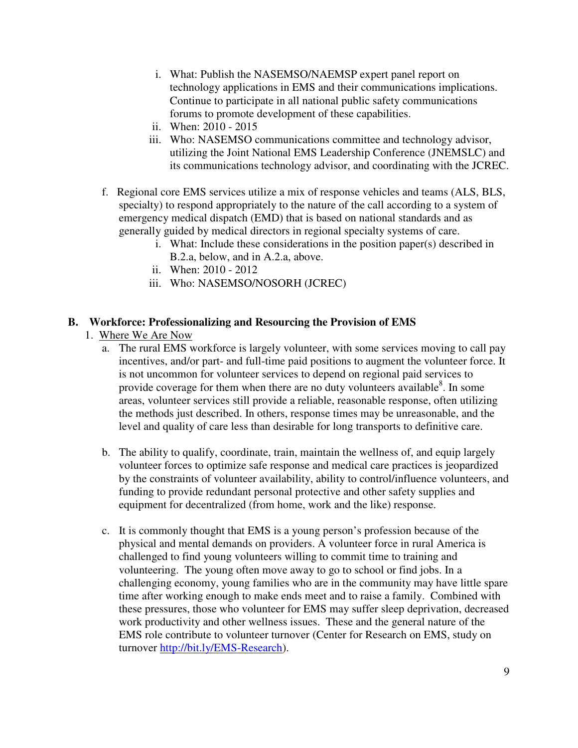i. What: Publish the NASEMSO/NAEMSP expert panel report on technology applications in EMS and their communications implications. Continue to participate in all national public safety communications forums to promote development of these capabilities.
   ii. When: 2010 - 2015
   iii. Who: NASEMSO communications committee and technology advisor, utilizing the Joint National EMS Leadership Conference (JNEMSLC) and its communications technology advisor, and coordinating with the JCREC.

f. Regional core EMS services utilize a mix of response vehicles and teams (ALS, BLS, specialty) to respond appropriately to the nature of the call according to a system of emergency medical dispatch (EMD) that is based on national standards and as generally guided by medical directors in regional specialty systems of care.
   i. What: Include these considerations in the position paper(s) described in B.2.a, below, and in A.2.a, above.
   ii. When: 2010 - 2012
   iii. Who: NASEMSO/NOSORH (JCREC)

## B. Workforce: Professionalizing and Resourcing the Provision of EMS

1. Where We Are Now

   a. The rural EMS workforce is largely volunteer, with some services moving to call pay incentives, and/or part- and full-time paid positions to augment the volunteer force. It is not uncommon for volunteer services to depend on regional paid services to provide coverage for them when there are no duty volunteers available[8]. In some areas, volunteer services still provide a reliable, reasonable response, often utilizing the methods just described. In others, response times may be unreasonable, and the level and quality of care less than desirable for long transports to definitive care.

   b. The ability to qualify, coordinate, train, maintain the wellness of, and equip largely volunteer forces to optimize safe response and medical care practices is jeopardized by the constraints of volunteer availability, ability to control/influence volunteers, and funding to provide redundant personal protective and other safety supplies and equipment for decentralized (from home, work and the like) response.

   c. It is commonly thought that EMS is a young person's profession because of the physical and mental demands on providers. A volunteer force in rural America is challenged to find young volunteers willing to commit time to training and volunteering. The young often move away to go to school or find jobs. In a challenging economy, young families who are in the community may have little spare time after working enough to make ends meet and to raise a family. Combined with these pressures, those who volunteer for EMS may suffer sleep deprivation, decreased work productivity and other wellness issues. These and the general nature of the EMS role contribute to volunteer turnover (Center for Research on EMS, study on turnover http://bit.ly/EMS-Research).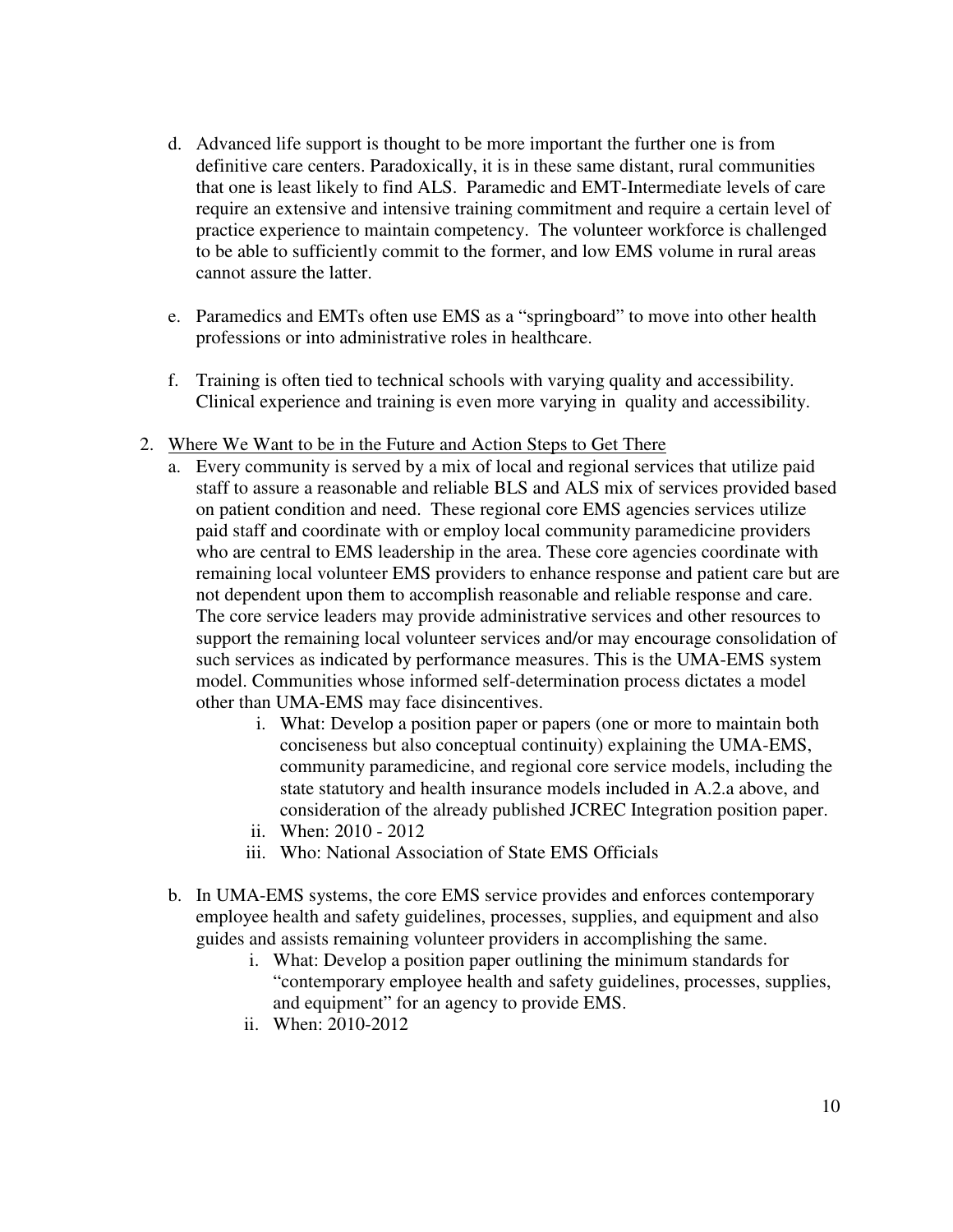d. Advanced life support is thought to be more important the further one is from definitive care centers. Paradoxically, it is in these same distant, rural communities that one is least likely to find ALS. Paramedic and EMT-Intermediate levels of care require an extensive and intensive training commitment and require a certain level of practice experience to maintain competency. The volunteer workforce is challenged to be able to sufficiently commit to the former, and low EMS volume in rural areas cannot assure the latter.

e. Paramedics and EMTs often use EMS as a "springboard" to move into other health professions or into administrative roles in healthcare.

f. Training is often tied to technical schools with varying quality and accessibility. Clinical experience and training is even more varying in quality and accessibility.

2. <u>Where We Want to be in the Future and Action Steps to Get There</u>

   a. Every community is served by a mix of local and regional services that utilize paid staff to assure a reasonable and reliable BLS and ALS mix of services provided based on patient condition and need. These regional core EMS agencies services utilize paid staff and coordinate with or employ local community paramedicine providers who are central to EMS leadership in the area. These core agencies coordinate with remaining local volunteer EMS providers to enhance response and patient care but are not dependent upon them to accomplish reasonable and reliable response and care. The core service leaders may provide administrative services and other resources to support the remaining local volunteer services and/or may encourage consolidation of such services as indicated by performance measures. This is the UMA-EMS system model. Communities whose informed self-determination process dictates a model other than UMA-EMS may face disincentives.

      i. What: Develop a position paper or papers (one or more to maintain both conciseness but also conceptual continuity) explaining the UMA-EMS, community paramedicine, and regional core service models, including the state statutory and health insurance models included in A.2.a above, and consideration of the already published JCREC Integration position paper.
      ii. When: 2010 - 2012
      iii. Who: National Association of State EMS Officials

   b. In UMA-EMS systems, the core EMS service provides and enforces contemporary employee health and safety guidelines, processes, supplies, and equipment and also guides and assists remaining volunteer providers in accomplishing the same.

      i. What: Develop a position paper outlining the minimum standards for "contemporary employee health and safety guidelines, processes, supplies, and equipment" for an agency to provide EMS.
      ii. When: 2010-2012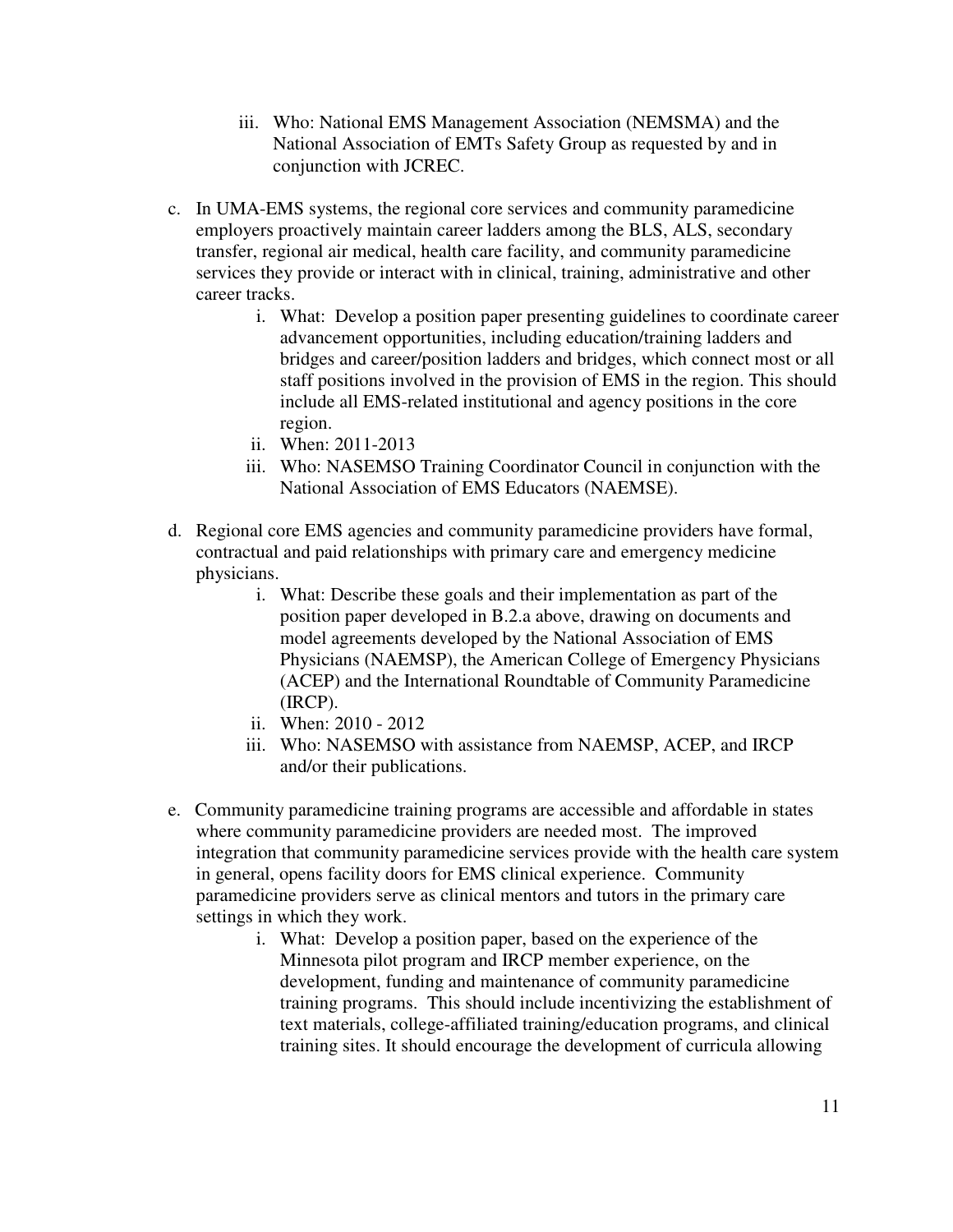iii. Who: National EMS Management Association (NEMSMA) and the National Association of EMTs Safety Group as requested by and in conjunction with JCREC.

c. In UMA-EMS systems, the regional core services and community paramedicine employers proactively maintain career ladders among the BLS, ALS, secondary transfer, regional air medical, health care facility, and community paramedicine services they provide or interact with in clinical, training, administrative and other career tracks.
   i. What: Develop a position paper presenting guidelines to coordinate career advancement opportunities, including education/training ladders and bridges and career/position ladders and bridges, which connect most or all staff positions involved in the provision of EMS in the region. This should include all EMS-related institutional and agency positions in the core region.
   ii. When: 2011-2013
   iii. Who: NASEMSO Training Coordinator Council in conjunction with the National Association of EMS Educators (NAEMSE).

d. Regional core EMS agencies and community paramedicine providers have formal, contractual and paid relationships with primary care and emergency medicine physicians.
   i. What: Describe these goals and their implementation as part of the position paper developed in B.2.a above, drawing on documents and model agreements developed by the National Association of EMS Physicians (NAEMSP), the American College of Emergency Physicians (ACEP) and the International Roundtable of Community Paramedicine (IRCP).
   ii. When: 2010 - 2012
   iii. Who: NASEMSO with assistance from NAEMSP, ACEP, and IRCP and/or their publications.

e. Community paramedicine training programs are accessible and affordable in states where community paramedicine providers are needed most. The improved integration that community paramedicine services provide with the health care system in general, opens facility doors for EMS clinical experience. Community paramedicine providers serve as clinical mentors and tutors in the primary care settings in which they work.
   i. What: Develop a position paper, based on the experience of the Minnesota pilot program and IRCP member experience, on the development, funding and maintenance of community paramedicine training programs. This should include incentivizing the establishment of text materials, college-affiliated training/education programs, and clinical training sites. It should encourage the development of curricula allowing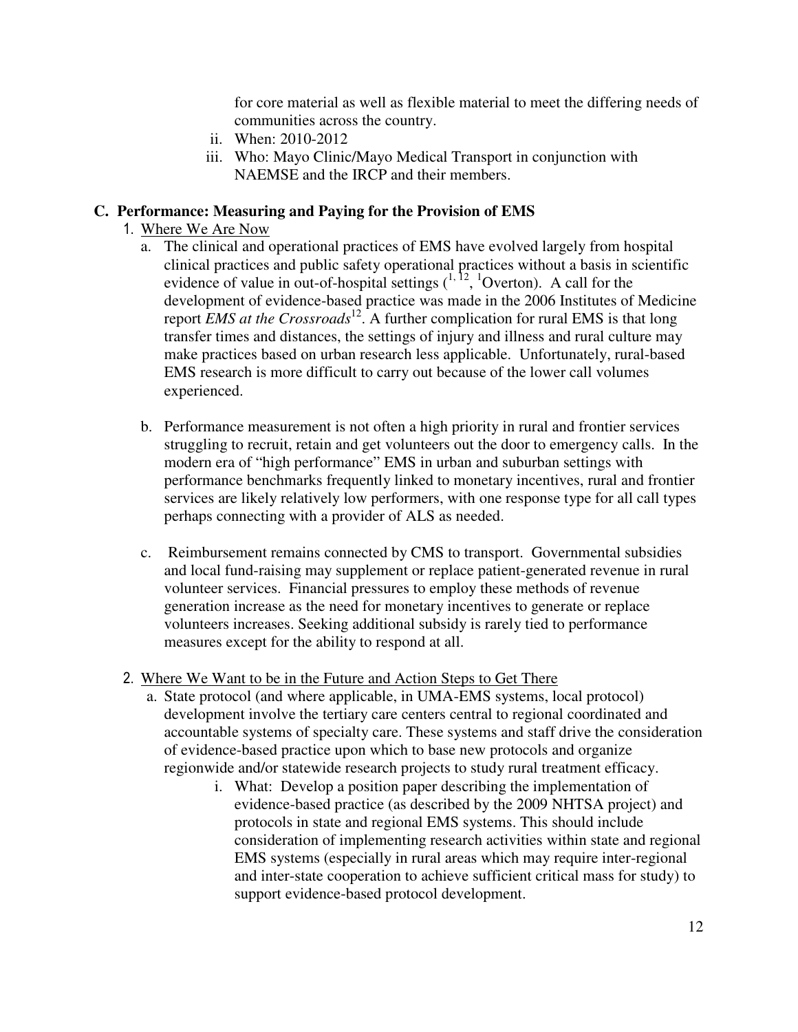for core material as well as flexible material to meet the differing needs of communities across the country.

ii. When: 2010-2012

iii. Who: Mayo Clinic/Mayo Medical Transport in conjunction with NAEMSE and the IRCP and their members.

## C. Performance: Measuring and Paying for the Provision of EMS

1. Where We Are Now

   a. The clinical and operational practices of EMS have evolved largely from hospital clinical practices and public safety operational practices without a basis in scientific evidence of value in out-of-hospital settings ([1, 12], [1]Overton). A call for the development of evidence-based practice was made in the 2006 Institutes of Medicine report *EMS at the Crossroads*[12]. A further complication for rural EMS is that long transfer times and distances, the settings of injury and illness and rural culture may make practices based on urban research less applicable. Unfortunately, rural-based EMS research is more difficult to carry out because of the lower call volumes experienced.

   b. Performance measurement is not often a high priority in rural and frontier services struggling to recruit, retain and get volunteers out the door to emergency calls. In the modern era of "high performance" EMS in urban and suburban settings with performance benchmarks frequently linked to monetary incentives, rural and frontier services are likely relatively low performers, with one response type for all call types perhaps connecting with a provider of ALS as needed.

   c. Reimbursement remains connected by CMS to transport. Governmental subsidies and local fund-raising may supplement or replace patient-generated revenue in rural volunteer services. Financial pressures to employ these methods of revenue generation increase as the need for monetary incentives to generate or replace volunteers increases. Seeking additional subsidy is rarely tied to performance measures except for the ability to respond at all.

2. Where We Want to be in the Future and Action Steps to Get There

   a. State protocol (and where applicable, in UMA-EMS systems, local protocol) development involve the tertiary care centers central to regional coordinated and accountable systems of specialty care. These systems and staff drive the consideration of evidence-based practice upon which to base new protocols and organize regionwide and/or statewide research projects to study rural treatment efficacy.

      i. What: Develop a position paper describing the implementation of evidence-based practice (as described by the 2009 NHTSA project) and protocols in state and regional EMS systems. This should include consideration of implementing research activities within state and regional EMS systems (especially in rural areas which may require inter-regional and inter-state cooperation to achieve sufficient critical mass for study) to support evidence-based protocol development.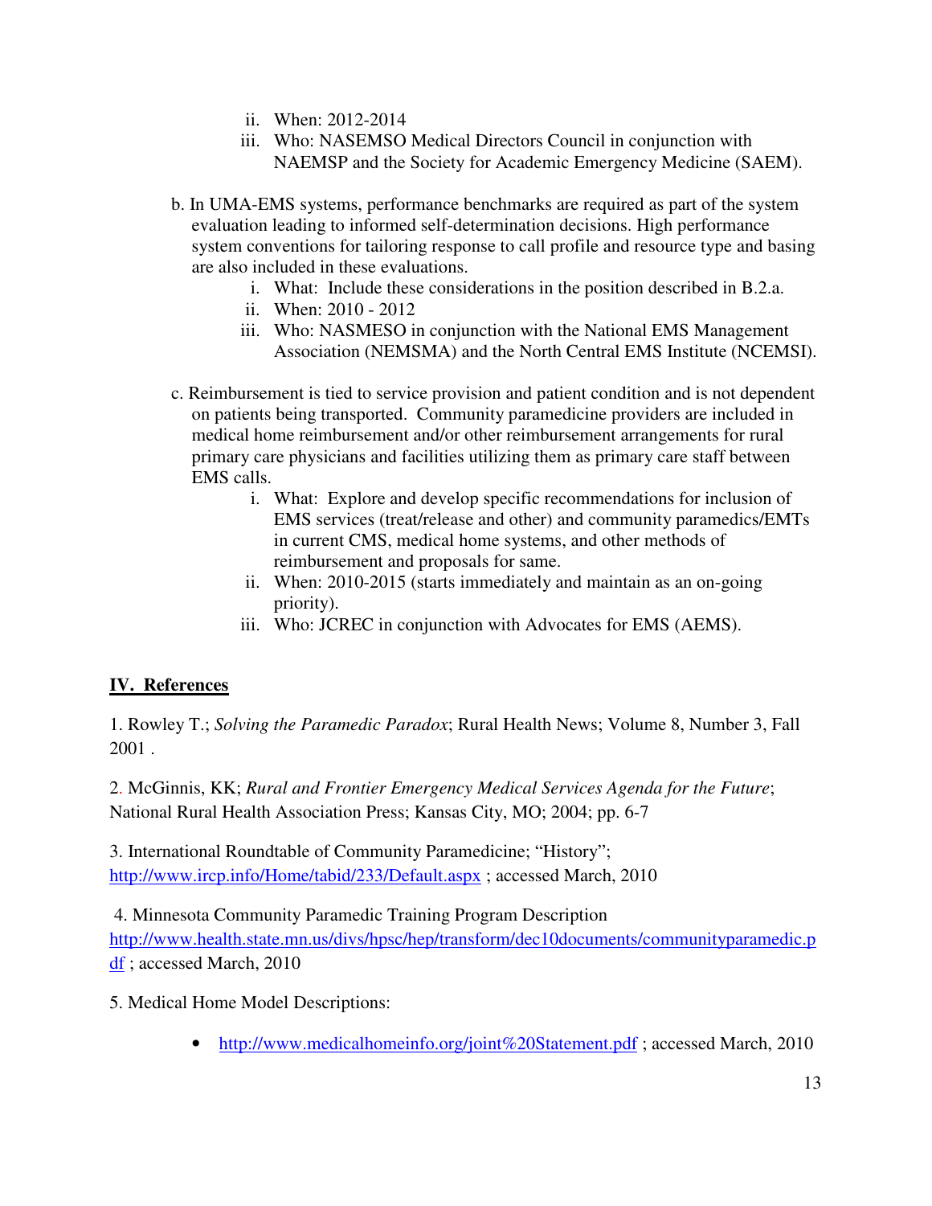ii. When: 2012-2014
iii. Who: NASEMSO Medical Directors Council in conjunction with NAEMSP and the Society for Academic Emergency Medicine (SAEM).

b. In UMA-EMS systems, performance benchmarks are required as part of the system evaluation leading to informed self-determination decisions. High performance system conventions for tailoring response to call profile and resource type and basing are also included in these evaluations.
   i. What: Include these considerations in the position described in B.2.a.
   ii. When: 2010 - 2012
   iii. Who: NASMESO in conjunction with the National EMS Management Association (NEMSMA) and the North Central EMS Institute (NCEMSI).

c. Reimbursement is tied to service provision and patient condition and is not dependent on patients being transported. Community paramedicine providers are included in medical home reimbursement and/or other reimbursement arrangements for rural primary care physicians and facilities utilizing them as primary care staff between EMS calls.
   i. What: Explore and develop specific recommendations for inclusion of EMS services (treat/release and other) and community paramedics/EMTs in current CMS, medical home systems, and other methods of reimbursement and proposals for same.
   ii. When: 2010-2015 (starts immediately and maintain as an on-going priority).
   iii. Who: JCREC in conjunction with Advocates for EMS (AEMS).

## **IV. References**

1. Rowley T.; *Solving the Paramedic Paradox*; Rural Health News; Volume 8, Number 3, Fall 2001 .

2. McGinnis, KK; *Rural and Frontier Emergency Medical Services Agenda for the Future*; National Rural Health Association Press; Kansas City, MO; 2004; pp. 6-7

3. International Roundtable of Community Paramedicine; "History"; http://www.ircp.info/Home/tabid/233/Default.aspx ; accessed March, 2010

4. Minnesota Community Paramedic Training Program Description http://www.health.state.mn.us/divs/hpsc/hep/transform/dec10documents/communityparamedic.pdf ; accessed March, 2010

5. Medical Home Model Descriptions:

- http://www.medicalhomeinfo.org/joint%20Statement.pdf ; accessed March, 2010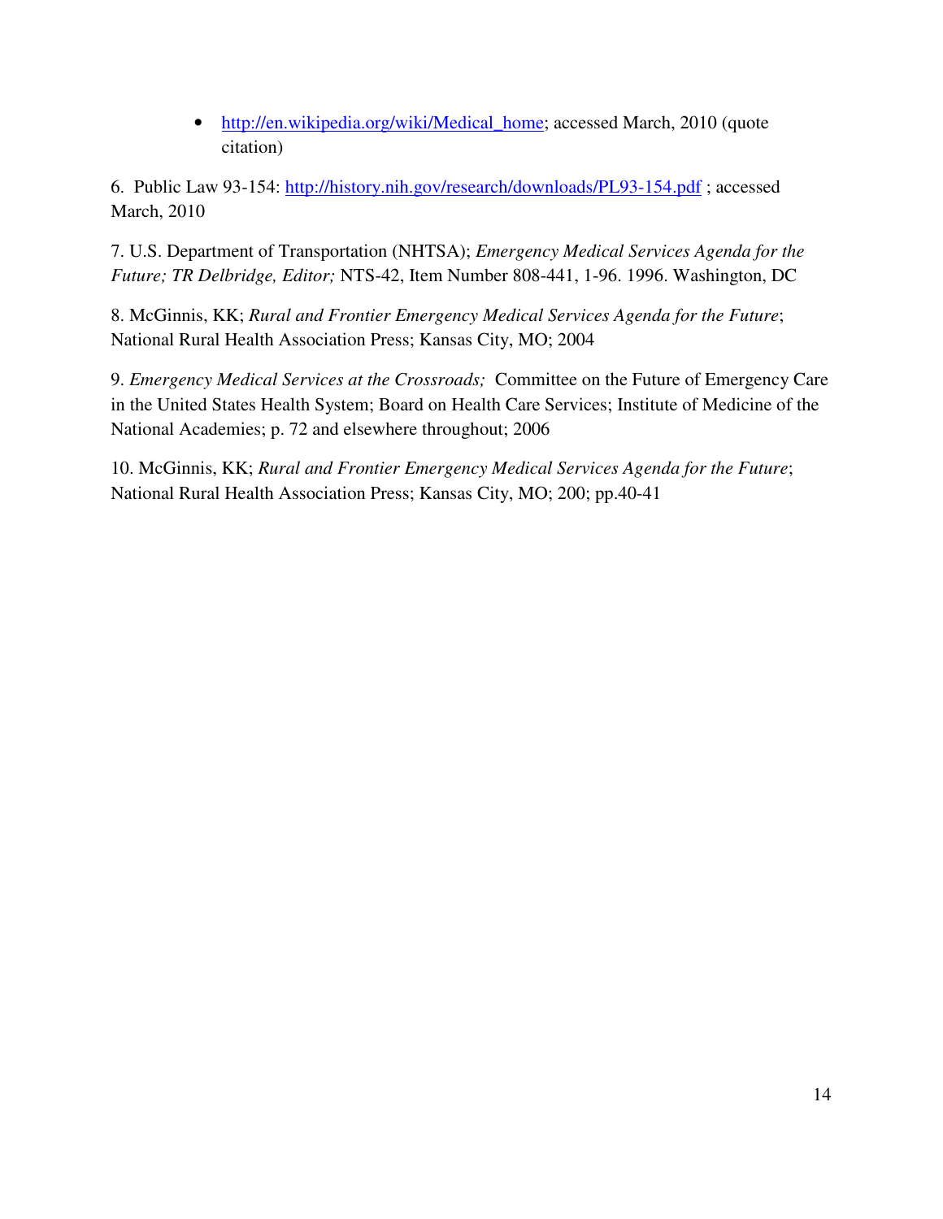- http://en.wikipedia.org/wiki/Medical_home; accessed March, 2010 (quote citation)

6. Public Law 93-154: http://history.nih.gov/research/downloads/PL93-154.pdf ; accessed March, 2010

7. U.S. Department of Transportation (NHTSA); *Emergency Medical Services Agenda for the Future; TR Delbridge, Editor;* NTS-42, Item Number 808-441, 1-96. 1996. Washington, DC

8. McGinnis, KK; *Rural and Frontier Emergency Medical Services Agenda for the Future*; National Rural Health Association Press; Kansas City, MO; 2004

9. *Emergency Medical Services at the Crossroads;* Committee on the Future of Emergency Care in the United States Health System; Board on Health Care Services; Institute of Medicine of the National Academies; p. 72 and elsewhere throughout; 2006

10. McGinnis, KK; *Rural and Frontier Emergency Medical Services Agenda for the Future*; National Rural Health Association Press; Kansas City, MO; 200; pp.40-41